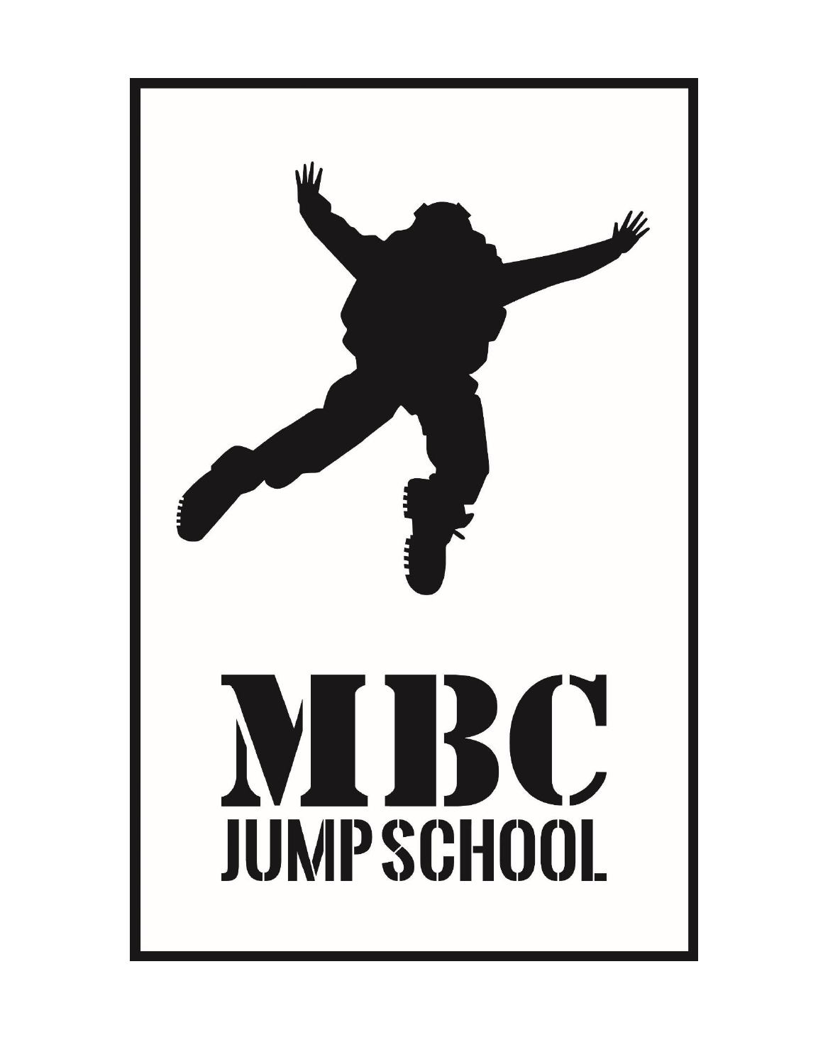# MBC

## JUMPSCHOOL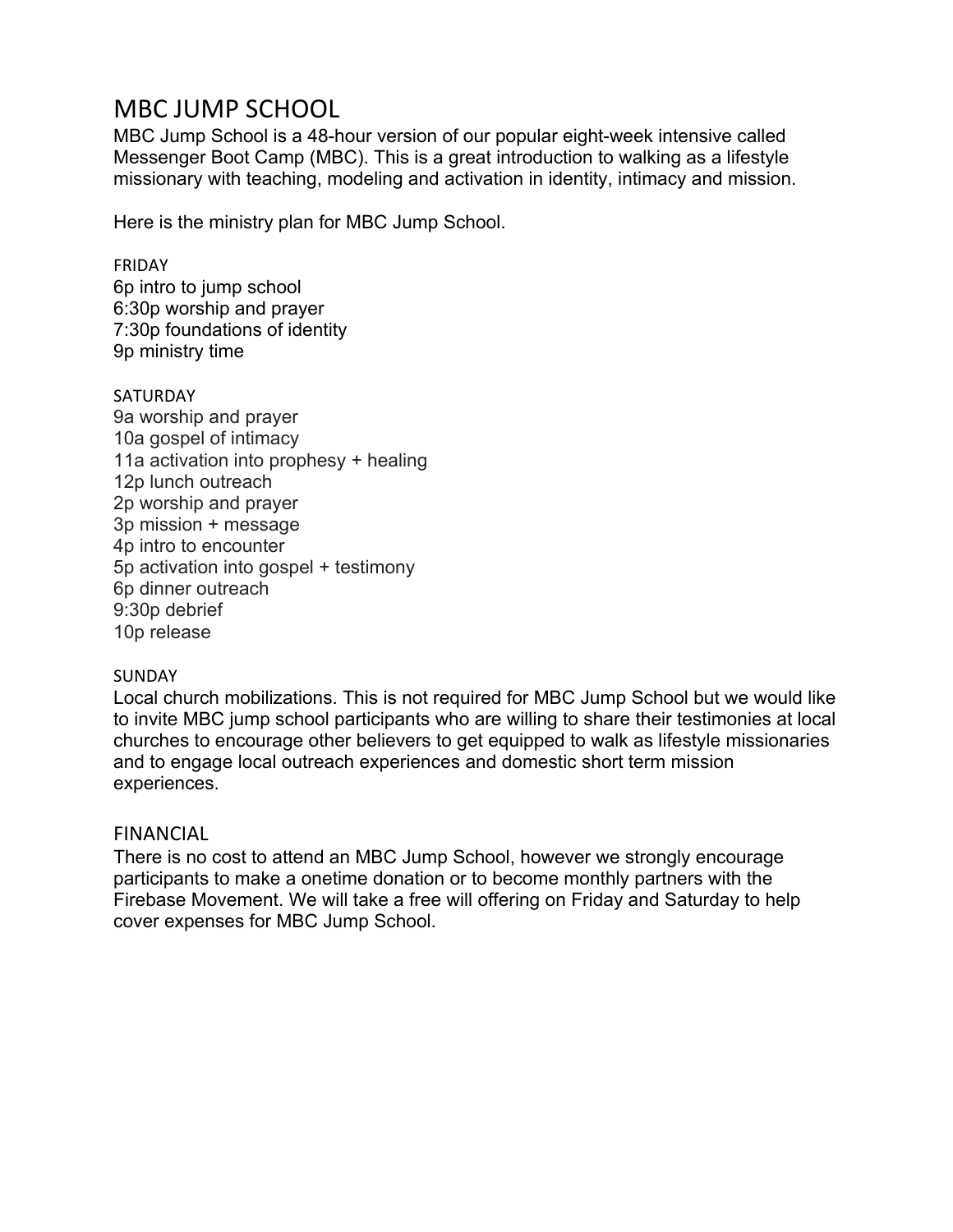# MBC JUMP SCHOOL

MBC Jump School is a 48-hour version of our popular eight-week intensive called Messenger Boot Camp (MBC). This is a great introduction to walking as a lifestyle missionary with teaching, modeling and activation in identity, intimacy and mission.

Here is the ministry plan for MBC Jump School.

FRIDAY

6p intro to jump school
6:30p worship and prayer
7:30p foundations of identity
9p ministry time

SATURDAY

9a worship and prayer
10a gospel of intimacy
11a activation into prophesy + healing
12p lunch outreach
2p worship and prayer
3p mission + message
4p intro to encounter
5p activation into gospel + testimony
6p dinner outreach
9:30p debrief
10p release

SUNDAY

Local church mobilizations. This is not required for MBC Jump School but we would like to invite MBC jump school participants who are willing to share their testimonies at local churches to encourage other believers to get equipped to walk as lifestyle missionaries and to engage local outreach experiences and domestic short term mission experiences.

## FINANCIAL

There is no cost to attend an MBC Jump School, however we strongly encourage participants to make a onetime donation or to become monthly partners with the Firebase Movement. We will take a free will offering on Friday and Saturday to help cover expenses for MBC Jump School.